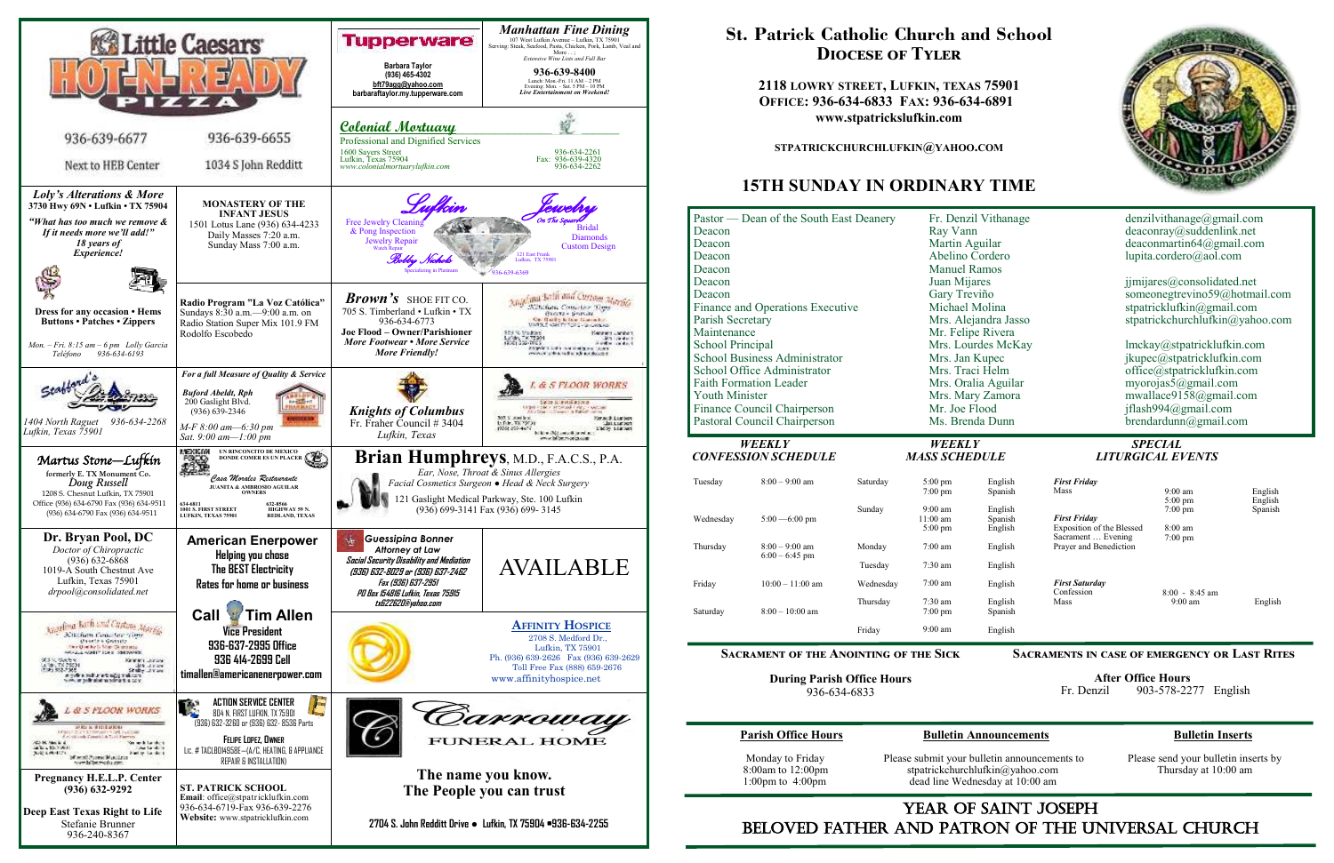# St. Patrick Catholic Church and School
## Diocese of Tyler

**2118 Lowry Street, Lufkin, Texas 75901**
**Office: 936-634-6833 Fax: 936-634-6891**
**www.stpatrickslufkin.com**

**STPATRICKCHURCHLUFKIN@YAHOO.COM**

## 15TH SUNDAY IN ORDINARY TIME

| | | |
|---|---|---|
| Pastor — Dean of the South East Deanery | Fr. Denzil Vithanage | denzilvithanage@gmail.com |
| Deacon | Ray Vann | deaconray@suddenlink.net |
| Deacon | Martin Aguilar | deaconmartin64@gmail.com |
| Deacon | Abelino Cordero | lupita.cordero@aol.com |
| Deacon | Manuel Ramos | |
| Deacon | Juan Mijares | jjmijares@consolidated.net |
| Deacon | Gary Treviño | someonegtrevino59@hotmail.com |
| Finance and Operations Executive | Michael Molina | stpatricklufkin@gmail.com |
| Parish Secretary | Mrs. Alejandra Jasso | stpatrickchurchlufkin@yahoo.com |
| Maintenance | Mr. Felipe Rivera | |
| School Principal | Mrs. Lourdes McKay | lmckay@stpatricklufkin.com |
| School Business Administrator | Mrs. Jan Kupec | jkupec@stpatricklufkin.com |
| School Office Administrator | Mrs. Traci Helm | office@stpatricklufkin.com |
| Faith Formation Leader | Mrs. Oralia Aguilar | myorojas5@gmail.com |
| Youth Minister | Mrs. Mary Zamora | mwallace9158@gmail.com |
| Finance Council Chairperson | Mr. Joe Flood | jflash994@gmail.com |
| Pastoral Council Chairperson | Ms. Brenda Dunn | brendardunn@gmail.com |

### *WEEKLY CONFESSION SCHEDULE*

| | |
|---|---|
| Tuesday | 8:00 – 9:00 am |
| Wednesday | 5:00 —6:00 pm |
| Thursday | 8:00 – 9:00 am<br>6:00 – 6:45 pm |
| Friday | 10:00 – 11:00 am |
| Saturday | 8:00 – 10:00 am |

### *WEEKLY MASS SCHEDULE*

| | | |
|---|---|---|
| Saturday | 5:00 pm<br>7:00 pm | English<br>Spanish |
| Sunday | 9:00 am<br>11:00 am<br>5:00 pm | English<br>Spanish<br>English |
| Monday | 7:00 am | English |
| Tuesday | 7:30 am | English |
| Wednesday | 7:00 am | English |
| Thursday | 7:30 am<br>7:00 pm | English<br>Spanish |
| Friday | 9:00 am | English |

### *SPECIAL LITURGICAL EVENTS*

| | | |
|---|---|---|
| *First Friday*<br>Mass | 9:00 am<br>5:00 pm<br>7:00 pm | English<br>English<br>Spanish |
| *First Friday*<br>Exposition of the Blessed Sacrament … Evening<br>Prayer and Benediction | 8:00 am<br>7:00 pm | |
| *First Saturday*<br>Confession<br>Mass | 8:00 - 8:45 am<br>9:00 am | English |

**Sacrament of the Anointing of the Sick**

**During Parish Office Hours**
936-634-6833

**Sacraments in case of Emergency or Last Rites**

**After Office Hours**
Fr. Denzil 903-578-2277 English

**Parish Office Hours**
Monday to Friday
8:00am to 12:00pm
1:00pm to 4:00pm

**Bulletin Announcements**
Please submit your bulletin announcements to stpatrickchurchlufkin@yahoo.com
dead line Wednesday at 10:00 am

**Bulletin Inserts**
Please send your bulletin inserts by Thursday at 10:00 am

## YEAR OF SAINT JOSEPH
## BELOVED FATHER AND PATRON OF THE UNIVERSAL CHURCH

---

**Little Caesars HOT-N-READY PIZZA**
936-639-6677 — Next to HEB Center
936-639-6655 — 1034 S John Redditt

**Tupperware**
Barbara Taylor
(936) 465-4302
bft79agg@yahoo.com
barbarataylor.my.tupperware.com

***Manhattan Fine Dining***
107 West Lufkin Avenue – Lufkin, TX 75901
Serving: Steak, Seafood, Pasta, Chicken, Pork, Lamb, Veal and More . . .
*Extensive Wine Lists and Full Bar*
**936-639-8400**
Lunch: Mon.-Fri. 11 AM – 2 PM
Evening: Mon. – Sat. 5 PM – 10 PM
*Live Entertainment on Weekend!*

**Colonial Mortuary**
Professional and Dignified Services
1600 Sayers Street, Lufkin, Texas 75904
www.colonialmortuarylufkin.com
936-634-2261
Fax: 936-639-4320
936-634-2262

**Loly's Alterations & More**
3730 Hwy 69N • Lufkin • TX 75904
*"What has too much we remove & If it needs more we'll add!"*
*18 years of Experience!*
Dress for any occasion • Hems
Buttons • Zippers
*Mon. – Fri. 8:15 am – 6 pm Lolly Garcia*
*Teléfono 936-634-6193*

**MONASTERY OF THE INFANT JESUS**
1501 Lotus Lane (936) 634-4233
Daily Masses 7:20 a.m.
Sunday Mass 7:00 a.m.

**Lufkin Jewelry** On The Square
Free Jewelry Cleaning & Pong Inspection
Jewelry Repair
Watch Repair
Bridal
Diamonds
Custom Design
Bobby Nichols
Specializing in Platinum
121 East Frank, Lufkin, TX 75901
936-639-6369

**Radio Program "La Voz Católica"**
Sundays 8:30 a.m.—9:00 a.m. on Radio Station Super Mix 101.9 FM
Rodolfo Escobedo

***Brown's*** SHOE FIT CO.
705 S. Timberland • Lufkin • TX
936-634-6773
**Joe Flood – Owner/Parishioner**
***More Footwear • More Service More Friendly!***

**Stafford's Lifetime**
1404 North Raguet 936-634-2268
Lufkin, Texas 75901

***For a full Measure of Quality & Service***
*Buford Abeldt, Rph*
200 Gaslight Blvd.
(936) 639-2346
*M-F 8:00 am—6:30 pm*
*Sat. 9:00 am—1:00 pm*

***Knights of Columbus***
Fr. Fraher Council # 3404
*Lufkin, Texas*

**L & S FLOOR WORKS**

**Martus Stone—Lufkin**
formerly E. TX Monument Co.
Doug Russell
1208 S. Chesnut Lufkin, TX 75901
Office (936) 634-6790 Fax (936) 634-9511
(936) 634-6790 Fax (936) 634-9511

**Casa Morales Restaurante**
UN RINCONCITO DE MEXICO DONDE COMER ES UN PLACER
JUANITA & AMBROSIO AGUILAR OWNERS
634-6811 — 1001 S. FIRST STREET, LUFKIN, TEXAS 75901
632-8566 — HIGHWAY 59 N. REDLAND, TEXAS

**Brian Humphreys**, M.D., F.A.C.S., P.A.
*Ear, Nose, Throat & Sinus Allergies*
*Facial Cosmetics Surgeon • Head & Neck Surgery*
121 Gaslight Medical Parkway, Ste. 100 Lufkin
(936) 699-3141 Fax (936) 699- 3145

**Dr. Bryan Pool, DC**
*Doctor of Chiropractic*
(936) 632-6868
1019-A South Chestnut Ave
Lufkin, Texas 75901
*drpool@consolidated.net*

**American Enerpower**
Helping you chose
The BEST Electricity
Rates for home or business

***Guessipina Bonner***
*Attorney at Law*
***Social Security Disability and Mediation***
*(936) 632-8029 or (936) 637-2462*
*Fax (936) 637-2951*
*PO Box 154816 Lufkin, Texas 75915*
*txt62262@yahoo.com*

AVAILABLE

**Call Tim Allen**
**Vice President**
**936-637-2995 Office**
**936 414-2699 Cell**
**timallen@americanenerpower.com**

**Affinity Hospice**
2708 S. Medford Dr.,
Lufkin, TX 75901
Ph. (936) 639-2626 Fax (936) 639-2629
Toll Free Fax (888) 659-2676
www.affinityhospice.net

**L & S FLOOR WORKS**

**ACTION SERVICE CENTER**
804 N. FIRST LUFKIN, TX 75901
(936) 632-3260 or (936) 632- 8536 Parts
FELIPE LOPEZ, OWNER
Lic. # TACLB004958E—(A/C, HEATING, & APPLIANCE REPAIR & INSTALLATION)

**Carroway FUNERAL HOME**
**The name you know.**
**The People you can trust**
**2704 S. John Redditt Drive • Lufkin, TX 75904 •936-634-2255**

**Pregnancy H.E.L.P. Center**
**(936) 632-9292**

**Deep East Texas Right to Life**
Stefanie Brunner
936-240-8367

**ST. PATRICK SCHOOL**
**Email**: office@stpatricklufkin.com
936-634-6719-Fax 936-639-2276
**Website:** www.stpatricklufkin.com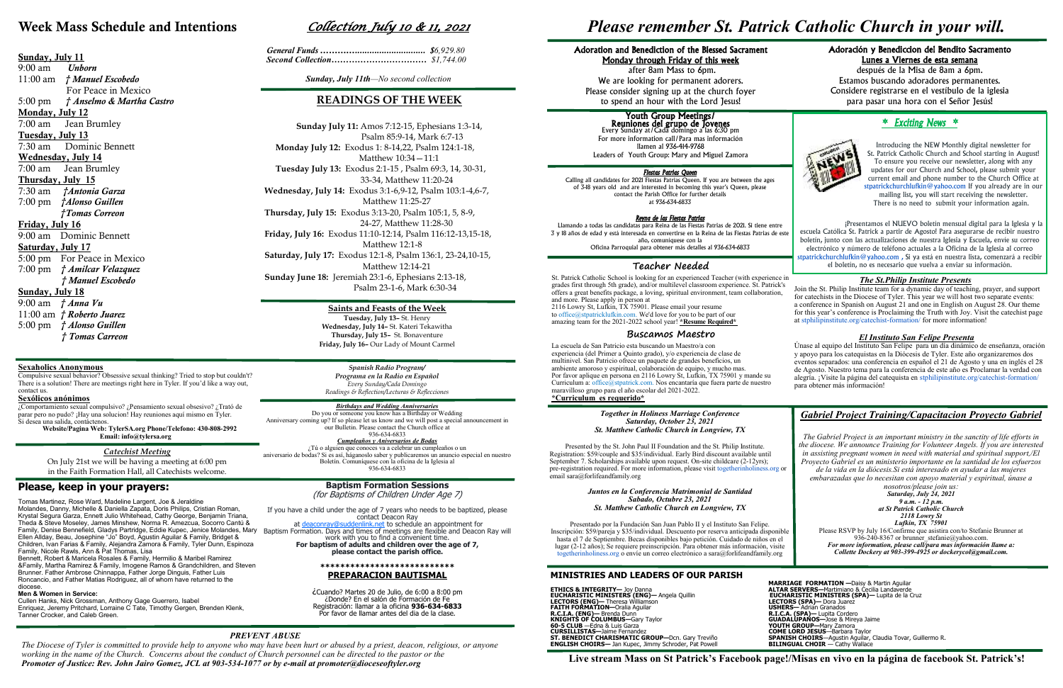# Week Mass Schedule and Intentions

**Sunday, July 11**
9:00 am *Unborn*
11:00 am *† Manuel Escobedo*
For Peace in Mexico
5:00 pm *† Anselmo & Martha Castro*

**Monday, July 12**
7:00 am Jean Brumley

**Tuesday, July 13**
7:30 am Dominic Bennett

**Wednesday, July 14**
7:00 am Jean Brumley

**Thursday, July 15**
7:30 am *†Antonia Garza*
7:00 pm *†Alonso Guillen*
*†Tomas Correon*

**Friday, July 16**
9:00 am Dominic Bennett

**Saturday, July 17**
5:00 pm For Peace in Mexico
7:00 pm *† Amilcar Velazquez*
*† Manuel Escobedo*

**Sunday, July 18**
9:00 am *† Anna Vu*
11:00 am *† Roberto Juarez*
5:00 pm *† Alonso Guillen*
*† Tomas Carreon*

**Sexaholics Anonymous**

Compulsive sexual behavior? Obsessive sexual thinking? Tried to stop but couldn't? There is a solution! There are meetings right here in Tyler. If you'd like a way out, contact us.

**Sexólicos anónimos**

¿Comportamiento sexual compulsivo? ¿Pensamiento sexual obsesivo? ¿Trató de parar pero no pudo? ¡Hay una solucion! Hay reuniones aquí mismo en Tyler. Si desea una salida, contáctenos.

**Website/Pagina Web: TylerSA.org Phone/Telefono: 430-808-2992**
**Email: info@tylersa.org**

*Catechist Meeting*

On July 21st we will be having a meeting at 6:00 pm in the Faith Formation Hall, all Catechists welcome.

## Please, keep in your prayers:

Tomas Martinez, Rose Ward, Madeline Largent, Joe & Jeraldine Molandes, Danny, Michelle & Daniella Zapata, Doris Philips, Cristian Roman, Krystal Segura Garza, Ennett Julio Whitehead, Cathy George, Benjamin Triana, Theda & Steve Moseley, James Minshew, Norma R. Amezcua, Socorro Cantu & Family, Denise Bennefield, Gladys Partridge, Eddie Kupec, Jenice Molandes, Mary Ellen Allday, Beau, Josephine "Jo" Boyd, Agustin Aguilar & Family, Bridget & Children, Ivan Farias & Family, Alejandra Zamora & Family, Tyler Dunn, Espinoza Family, Nicole Rawls, Ann & Pat Thomas, Lisa Bennett, Robert & Maricela Rosales & Family, Hermilio & Maribel Ramirez &Family, Martha Ramirez & Family, Imogene Ramos & Grandchildren, and Steven Brunner. Father Ambrose Chinnappa, Father Jorge Dinguis, Father Luis Roncancio, and Father Matias Rodriguez, all of whom have returned to the diocese.

**Men & Women in Service:**
Cullen Hanks, Nick Grossman, Anthony Gage Guerrero, Isabel Enriquez, Jeremy Pritchard, Lorraine C Tate, Timothy Gergen, Brenden Klenk, Tanner Crocker, and Caleb Green.

## *Collection July 10 & 11, 2021*

*General Funds ........................................ $6,929.80*
*Second Collection................................ $1,744.00*

*Sunday, July 11th—No second collection*

## READINGS OF THE WEEK

**Sunday July 11:** Amos 7:12-15, Ephesians 1:3-14, Psalm 85:9-14, Mark 6:7-13
**Monday July 12:** Exodus 1: 8-14,22, Psalm 124:1-18, Matthew 10:34—11:1
**Tuesday July 13:** Exodus 2:1-15 , Psalm 69:3, 14, 30-31, 33-34, Matthew 11:20-24
**Wednesday, July 14:** Exodus 3:1-6,9-12, Psalm 103:1-4,6-7, Matthew 11:25-27
**Thursday, July 15:** Exodus 3:13-20, Psalm 105:1, 5, 8-9, 24-27, Matthew 11:28-30
**Friday, July 16:** Exodus 11:10-12:14, Psalm 116:12-13,15-18, Matthew 12:1-8
**Saturday, July 17:** Exodus 12:1-8, Psalm 136:1, 23-24,10-15, Matthew 12:14-21
**Sunday June 18:** Jeremiah 23:1-6, Ephesians 2:13-18, Psalm 23-1-6, Mark 6:30-34

**Saints and Feasts of the Week**

**Tuesday, July 13–** St. Henry
**Wednesday, July 14–** St. Kateri Tekawitha
**Thursday, July 15–** St. Bonaventure
**Friday, July 16–** Our Lady of Mount Carmel

*Spanish Radio Program/*
*Programa en la Radio en Español*
*Every Sunday/Cada Domingo*
*Readings & Reflection/Lecturas & Reflecciones*

***Birthdays and Wedding Anniversaries***

Do you or someone you know has a Birthday or Wedding Anniversary coming up? If so please let us know and we will post a special announcement in our Bulletin. Please contact the Church office at 936-634-6833

***Cumpleaños y Aniversarios de Bodas***

¿Tú o alguien que conoces va a celebrar un cumpleaños o un aniversario de bodas? Si es asi, háganoslo saber y publicaremos un anuncio especial en nuestro Boletin. Comuníquese con la oficina de la Iglesia al 936-634-6833

**Baptism Formation Sessions**
*(for Baptisms of Children Under Age 7)*

If you have a child under the age of 7 years who needs to be baptized, please contact Deacon Ray at deaconray@suddenlink.net to schedule an appointment for Baptism Formation. Days and times of meetings are flexible and Deacon Ray will work with you to find a convenient time.
**For baptism of adults and children over the age of 7, please contact the parish office.**

**\*\*\*\*\*\*\*\*\*\*\*\*\*\*\*\*\*\*\*\*\*\*\*\*\*\*\***

**PREPARACION BAUTISMAL**

¿Cuando? Martes 20 de Julio, de 6:00 a 8:00 pm
¿Donde? En el salón de Formación de Fe
Registración: llamar a la oficina **936-634-6833**
Por favor de llamar antes del dia de la clase.

# *Please remember St. Patrick Catholic Church in your will.*

**Adoration and Benediction of the Blessed Sacrament**
**Monday through Friday of this week**
after 8am Mass to 6pm.
We are looking for permanent adorers.
Please consider signing up at the church foyer to spend an hour with the Lord Jesus!

**Adoración y Benediccion del Bendito Sacramento**
**Lunes a Viernes de esta semana**
después de la Misa de 8am a 6pm.
Estamos buscando adoradores permanentes.
Considere registrarse en el vestíbulo de la iglesia para pasar una hora con el Señor Jesús!

**Youth Group Meetings/ Reuniones del grupo de Jovenes**
Every Sunday at/Cada domingo a las 6:30 pm
For more information call/Para mas información llamen al 936-414-9768
Leaders of Youth Group: Mary and Miguel Zamora

***Fiestas Patrias Queen***

Calling all candidates for 2021 Fiestas Patrias Queen. If you are between the ages of 3-18 years old and are interested in becoming this year's Queen, please contact the Parish Office for further details at 936-634-6833

***Reyna de las Fiestas Patrias***

Llamando a todas las candidatas para Reina de las Fiestas Patrias de 2021. Si tiene entre 3 y 18 años de edad y está interesada en convertirse en la Reina de las Fiestas Patrias de este año, comuníquese con la Oficina Parroquial para obtener más detalles al 936-634-6833

## Teacher Needed

St. Patrick Catholic School is looking for an experienced Teacher (with experience in grades first through 5th grade), and/or multilevel classroom experience. St. Patrick's offers a great benefits package, a loving, spiritual environment, team collaboration, and more. Please apply in person at 2116 Lowry St, Lufkin, TX 75901. Please email your resume to office@stpatricklufkin.com. We'd love for you to be part of our amazing team for the 2021-2022 school year! **\*Resume Required\***

## Buscamos Maestro

La escuela de San Patricio esta buscando un Maestro/a con experiencia (del Primer a Quinto grado), y/o experiencia de clase de multinivel. San Patricio ofrece un paquete de grandes beneficios, un ambiente amoroso y espiritual, colaboración de equipo, y mucho mas. Por favor aplique en persona en 2116 Lowry St, Lufkin, TX 75901 y mande su Curriculum a: office@stpatrick.com. Nos encantaría que fuera parte de nuestro maravilloso grupo para el año escolar del 2021-2022.
**\*Curriculum es requerido\***

***Together in Holiness Marriage Conference***
***Saturday, October 23, 2021***
***St. Matthew Catholic Church in Longview, TX***

Presented by the St. John Paul II Foundation and the St. Philip Institute. Registration: $59/couple and $35/individual. Early Bird discount available until September 7. Scholarships available upon request. On-site childcare (2-12yrs); pre-registration required. For more information, please visit togetherinholiness.org or email sara@forlifeandfamily.org

***Juntos en la Conferencia Matrimonial de Santidad***
***Sabado, Octubre 23, 2021***
***St. Matthew Catholic Church en Longview, TX***

Presentado por la Fundación San Juan Pablo II y el Instituto San Felipe. Inscripción: $59/pareja y $35/individual. Descuento por reserva anticipada disponible hasta el 7 de Septiembre. Becas disponibles bajo petición. Cuidado de niños en el lugar (2-12 años); Se requiere preinscripción. Para obtener más información, visite togetherinholiness.org o envíe un correo electrónico a sara@forlifeandfamily.org

## *\* Exciting News \**

Introducing the NEW Monthly digital newsletter for St. Patrick Catholic Church and School starting in August! To ensure you receive our newsletter, along with any updates for our Church and School, please submit your current email and phone number to the Church Office at stpatrickchurchlufkin@yahoo.com If you already are in our mailing list, you will start receiving the newsletter. There is no need to submit your information again.

¡Presentamos el NUEVO boletín mensual digital para la Iglesia y la escuela Católica St. Patrick a partir de Agosto! Para asegurarse de recibir nuestro boletín, junto con las actualizaciones de nuestra Iglesia y Escuela, envíe su correo electrónico y número de teléfono actuales a la Oficina de la Iglesia al correo stpatrickchurchlufkin@yahoo.com , Si ya está en nuestra lista, comenzará a recibir el boletín, no es necesario que vuelva a enviar su información.

### *The St.Philip Institute Presents*

Join the St. Philip Institute team for a dynamic day of teaching, prayer, and support for catechists in the Diocese of Tyler. This year we will host two separate events: a conference in Spanish on August 21 and one in English on August 28. Our theme for this year's conference is Proclaiming the Truth with Joy. Visit the catechist page at stphilipinstitute.org/catechist-formation/ for more information!

### *El Instituto San Felipe Presenta*

Únase al equipo del Instituto San Felipe para un día dinámico de enseñanza, oración y apoyo para los catequistas en la Diócesis de Tyler. Este año organizaremos dos eventos separados: una conferencia en español el 21 de Agosto y una en inglés el 28 de Agosto. Nuestro tema para la conferencia de este año es Proclamar la verdad con alegría. ¡Visite la página del catequista en stphilipinstitute.org/catechist-formation/ para obtener más información!

## *Gabriel Project Training/Capacitacion Proyecto Gabriel*

*The Gabriel Project is an important ministry in the sanctity of life efforts in the diocese. We announce Training for Volunteer Angels. If you are interested in assisting pregnant women in need with material and spiritual support./El Proyecto Gabriel es un ministerio importante en la santidad de los esfuerzos de la vida en la diócesis.Si está interesado en ayudar a las mujeres embarazadas que lo necesitan con apoyo material y espiritual, únase a nosotros/please join us:*
***Saturday, July 24, 2021***
***9 a.m. - 12 p.m.***
***at St Patrick Catholic Church***
***2118 Lowry St***
***Lufkin, TX 75901***
Please RSVP by July 16/Confirme que asistira con/to Stefanie Brunner at 936-240-8367 or brunner_stefanie@yahoo.com.
***For more information, please call/para mas información llame a: Collette Dockery at 903-399-4925 or dockerycol@gmail.com.***

## MINISTRIES AND LEADERS OF OUR PARISH

**ETHICS & INTEGRITY—** Joy Danna
**EUCHARISTIC MINISTERS (ENG)—** Angela Quillin
**LECTORS (ENG)—** Theresa Williamson
**FAITH FORMATION—**Oralia Aguilar
**R.C.I.A. (ENG)—** Brenda Dunn
**KNIGHTS OF COLUMBUS—**Gary Taylor
**60-5 CLUB —**Edna & Luis Garza
**CURSILLISTAS—**Jaime Fernandez
**ST. BENEDICT CHARISMATIC GROUP—**Dcn. Gary Treviño
**ENGLISH CHOIRS—** Jan Kupec, Jimmy Schroder, Pat Powell
**MARRIAGE FORMATION —**Daisy & Martin Aguilar
**ALTAR SERVERS—**Martimiano & Cecilia Landaverde
**EUCHARISTIC MINISTERS (SPA)—** Lupita de la Cruz
**LECTORS (SPA)—** Dora Juarez
**USHERS—** Adrian Granados
**R.C.I.A. (SPA)—** Lupita Cordero
**GUADALUPANOS—**Jose & Mireya Jaime
**YOUTH GROUP—**Mary Zamora
**COME LORD JESUS**—Barbara Taylor
**SPANISH CHOIRS**—Agustin Aguilar, Claudia Tovar, Guillermo R.
**BILINGUAL CHOIR** — Cathy Wallace

***PREVENT ABUSE***

*The Diocese of Tyler is committed to provide help to anyone who may have been hurt or abused by a priest, deacon, religious, or anyone working in the name of the Church. Concerns about the conduct of Church personnel can be directed to the pastor or the* ***Promoter of Justice: Rev. Juan Jairo Gomez, JCL at 903-534-1077 or by e-mail at promoter@dioceseoftyler.org***

**Live stream Mass on St Patrick's Facebook page!/Misas en vivo en la página de facebook St. Patrick's!**